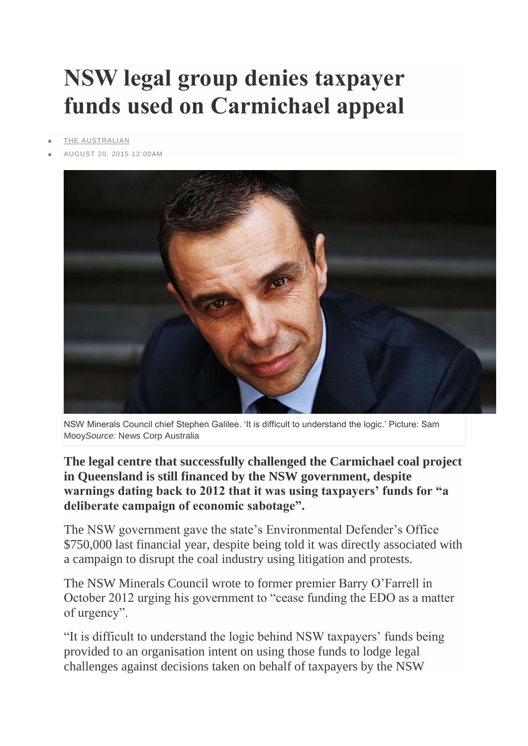# NSW legal group denies taxpayer funds used on Carmichael appeal

- THE AUSTRALIAN
- AUGUST 20, 2015 12:00AM

NSW Minerals Council chief Stephen Galilee. ‘It is difficult to understand the logic.’ Picture: Sam Mooy*Source:* News Corp Australia

**The legal centre that successfully challenged the Carmichael coal project in Queensland is still financed by the NSW government, despite warnings dating back to 2012 that it was using taxpayers’ funds for “a deliberate campaign of economic sabotage”.**

The NSW government gave the state’s Environmental Defender’s Office $750,000 last financial year, despite being told it was directly associated with a campaign to disrupt the coal industry using litigation and protests.

The NSW Minerals Council wrote to former premier Barry O’Farrell in October 2012 urging his government to “cease funding the EDO as a matter of urgency”.

“It is difficult to understand the logic behind NSW taxpayers’ funds being provided to an organisation intent on using those funds to lodge legal challenges against decisions taken on behalf of taxpayers by the NSW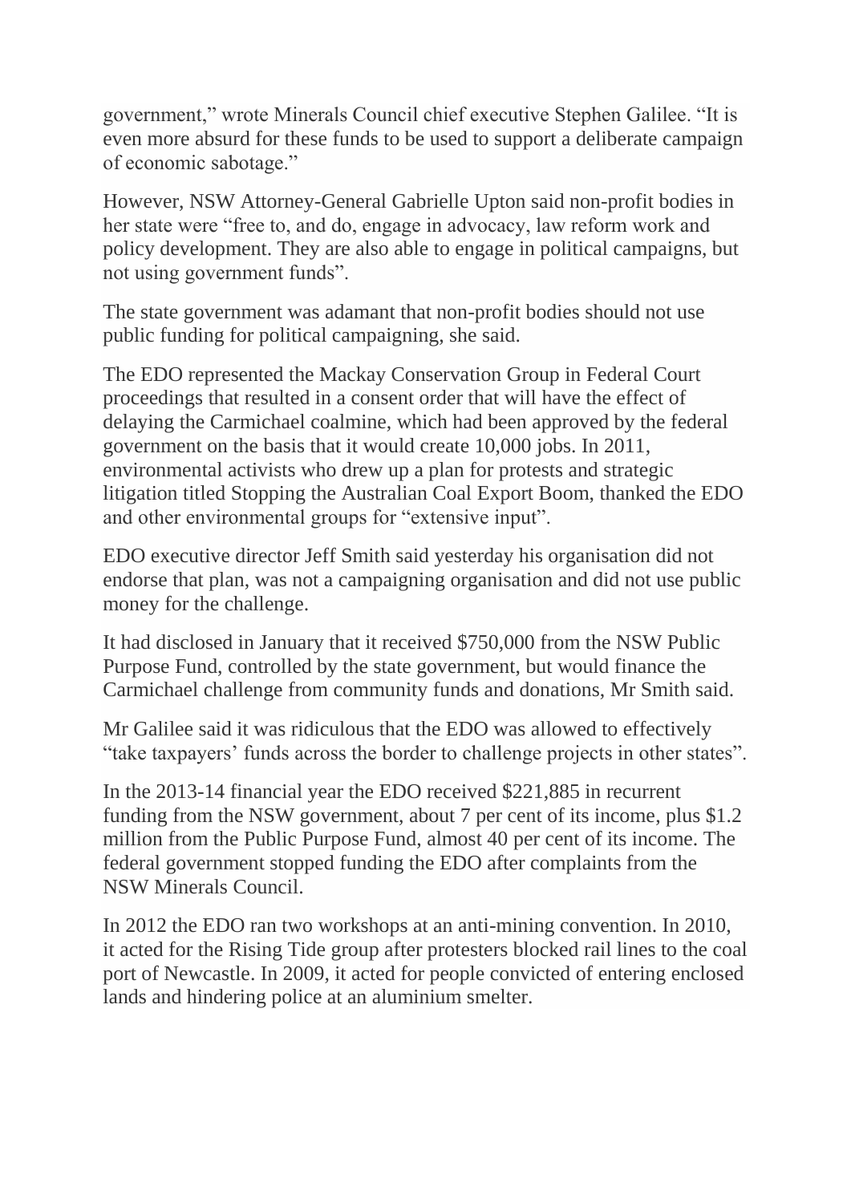government," wrote Minerals Council chief executive Stephen Galilee. "It is even more absurd for these funds to be used to support a deliberate campaign of economic sabotage."

However, NSW Attorney-General Gabrielle Upton said non-profit bodies in her state were "free to, and do, engage in advocacy, law reform work and policy development. They are also able to engage in political campaigns, but not using government funds".

The state government was adamant that non-profit bodies should not use public funding for political campaigning, she said.

The EDO represented the Mackay Conservation Group in Federal Court proceedings that resulted in a consent order that will have the effect of delaying the Carmichael coalmine, which had been approved by the federal government on the basis that it would create 10,000 jobs. In 2011, environmental activists who drew up a plan for protests and strategic litigation titled Stopping the Australian Coal Export Boom, thanked the EDO and other environmental groups for "extensive input".

EDO executive director Jeff Smith said yesterday his organisation did not endorse that plan, was not a campaigning organisation and did not use public money for the challenge.

It had disclosed in January that it received $750,000 from the NSW Public Purpose Fund, controlled by the state government, but would finance the Carmichael challenge from community funds and donations, Mr Smith said.

Mr Galilee said it was ridiculous that the EDO was allowed to effectively "take taxpayers' funds across the border to challenge projects in other states".

In the 2013-14 financial year the EDO received $221,885 in recurrent funding from the NSW government, about 7 per cent of its income, plus $1.2 million from the Public Purpose Fund, almost 40 per cent of its income. The federal government stopped funding the EDO after complaints from the NSW Minerals Council.

In 2012 the EDO ran two workshops at an anti-mining convention. In 2010, it acted for the Rising Tide group after protesters blocked rail lines to the coal port of Newcastle. In 2009, it acted for people convicted of entering enclosed lands and hindering police at an aluminium smelter.